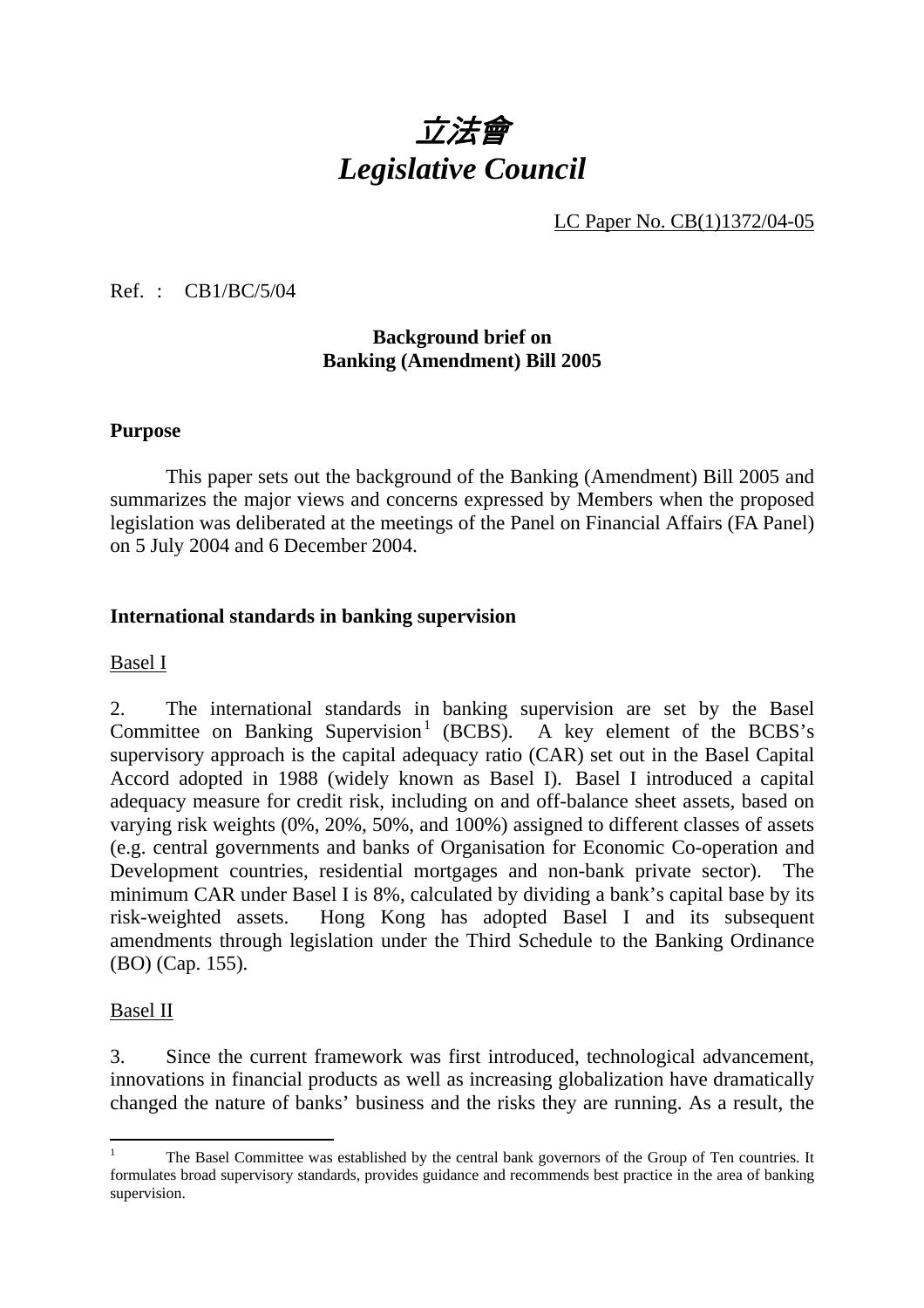# 立法會
# *Legislative Council*

LC Paper No. CB(1)1372/04-05

Ref. : CB1/BC/5/04

**Background brief on**
**Banking (Amendment) Bill 2005**

**Purpose**

This paper sets out the background of the Banking (Amendment) Bill 2005 and summarizes the major views and concerns expressed by Members when the proposed legislation was deliberated at the meetings of the Panel on Financial Affairs (FA Panel) on 5 July 2004 and 6 December 2004.

**International standards in banking supervision**

Basel I

2. The international standards in banking supervision are set by the Basel Committee on Banking Supervision[1] (BCBS). A key element of the BCBS's supervisory approach is the capital adequacy ratio (CAR) set out in the Basel Capital Accord adopted in 1988 (widely known as Basel I). Basel I introduced a capital adequacy measure for credit risk, including on and off-balance sheet assets, based on varying risk weights (0%, 20%, 50%, and 100%) assigned to different classes of assets (e.g. central governments and banks of Organisation for Economic Co-operation and Development countries, residential mortgages and non-bank private sector). The minimum CAR under Basel I is 8%, calculated by dividing a bank's capital base by its risk-weighted assets. Hong Kong has adopted Basel I and its subsequent amendments through legislation under the Third Schedule to the Banking Ordinance (BO) (Cap. 155).

Basel II

3. Since the current framework was first introduced, technological advancement, innovations in financial products as well as increasing globalization have dramatically changed the nature of banks' business and the risks they are running. As a result, the

[1] The Basel Committee was established by the central bank governors of the Group of Ten countries. It formulates broad supervisory standards, provides guidance and recommends best practice in the area of banking supervision.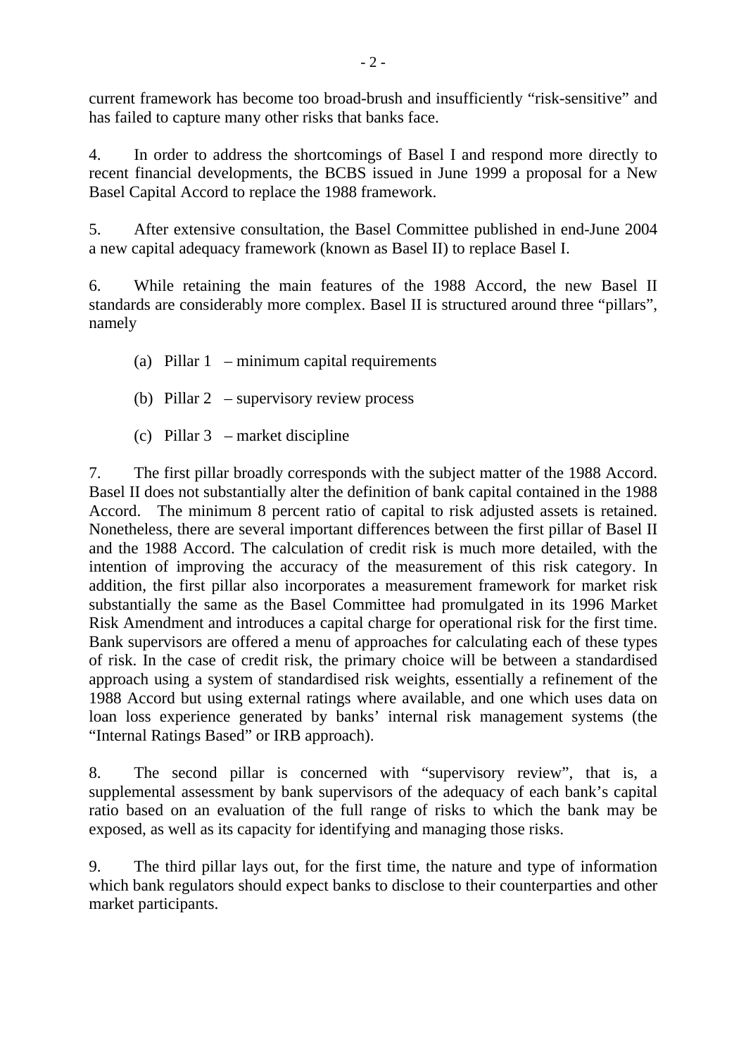current framework has become too broad-brush and insufficiently “risk-sensitive” and has failed to capture many other risks that banks face.

4. In order to address the shortcomings of Basel I and respond more directly to recent financial developments, the BCBS issued in June 1999 a proposal for a New Basel Capital Accord to replace the 1988 framework.

5. After extensive consultation, the Basel Committee published in end-June 2004 a new capital adequacy framework (known as Basel II) to replace Basel I.

6. While retaining the main features of the 1988 Accord, the new Basel II standards are considerably more complex. Basel II is structured around three “pillars”, namely

(a) Pillar 1 – minimum capital requirements

(b) Pillar 2 – supervisory review process

(c) Pillar 3 – market discipline

7. The first pillar broadly corresponds with the subject matter of the 1988 Accord. Basel II does not substantially alter the definition of bank capital contained in the 1988 Accord. The minimum 8 percent ratio of capital to risk adjusted assets is retained. Nonetheless, there are several important differences between the first pillar of Basel II and the 1988 Accord. The calculation of credit risk is much more detailed, with the intention of improving the accuracy of the measurement of this risk category. In addition, the first pillar also incorporates a measurement framework for market risk substantially the same as the Basel Committee had promulgated in its 1996 Market Risk Amendment and introduces a capital charge for operational risk for the first time. Bank supervisors are offered a menu of approaches for calculating each of these types of risk. In the case of credit risk, the primary choice will be between a standardised approach using a system of standardised risk weights, essentially a refinement of the 1988 Accord but using external ratings where available, and one which uses data on loan loss experience generated by banks’ internal risk management systems (the “Internal Ratings Based” or IRB approach).

8. The second pillar is concerned with “supervisory review”, that is, a supplemental assessment by bank supervisors of the adequacy of each bank’s capital ratio based on an evaluation of the full range of risks to which the bank may be exposed, as well as its capacity for identifying and managing those risks.

9. The third pillar lays out, for the first time, the nature and type of information which bank regulators should expect banks to disclose to their counterparties and other market participants.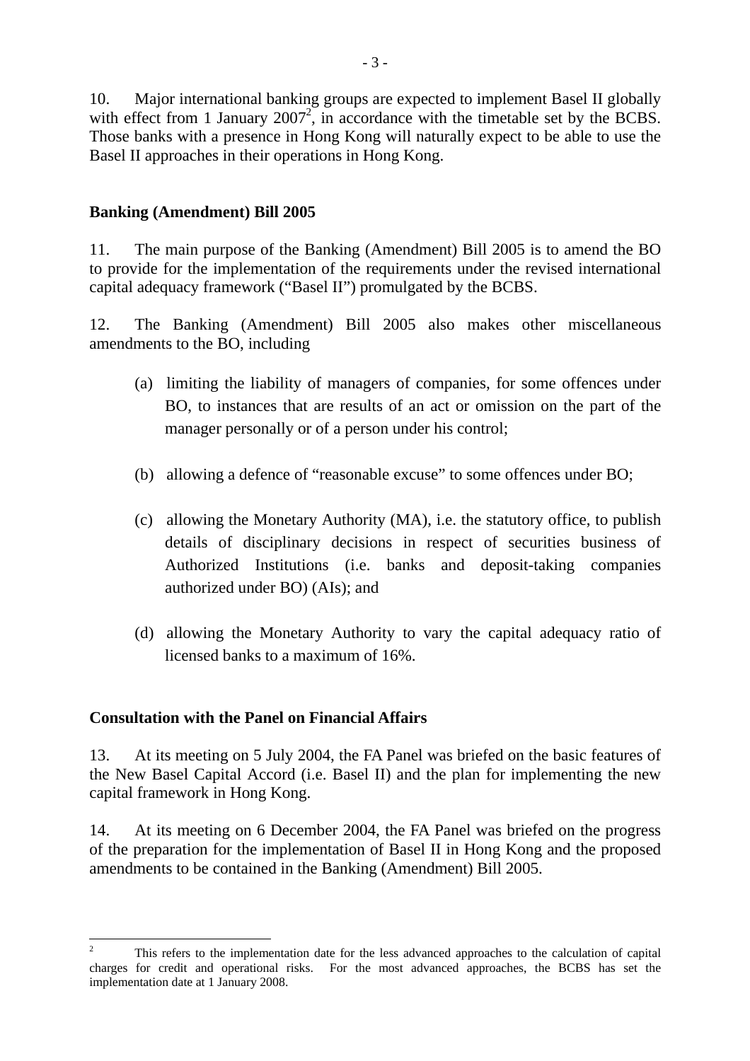10. Major international banking groups are expected to implement Basel II globally with effect from 1 January 2007[2], in accordance with the timetable set by the BCBS. Those banks with a presence in Hong Kong will naturally expect to be able to use the Basel II approaches in their operations in Hong Kong.

**Banking (Amendment) Bill 2005**

11. The main purpose of the Banking (Amendment) Bill 2005 is to amend the BO to provide for the implementation of the requirements under the revised international capital adequacy framework ("Basel II") promulgated by the BCBS.

12. The Banking (Amendment) Bill 2005 also makes other miscellaneous amendments to the BO, including

(a) limiting the liability of managers of companies, for some offences under BO, to instances that are results of an act or omission on the part of the manager personally or of a person under his control;

(b) allowing a defence of "reasonable excuse" to some offences under BO;

(c) allowing the Monetary Authority (MA), i.e. the statutory office, to publish details of disciplinary decisions in respect of securities business of Authorized Institutions (i.e. banks and deposit-taking companies authorized under BO) (AIs); and

(d) allowing the Monetary Authority to vary the capital adequacy ratio of licensed banks to a maximum of 16%.

**Consultation with the Panel on Financial Affairs**

13. At its meeting on 5 July 2004, the FA Panel was briefed on the basic features of the New Basel Capital Accord (i.e. Basel II) and the plan for implementing the new capital framework in Hong Kong.

14. At its meeting on 6 December 2004, the FA Panel was briefed on the progress of the preparation for the implementation of Basel II in Hong Kong and the proposed amendments to be contained in the Banking (Amendment) Bill 2005.

[2] This refers to the implementation date for the less advanced approaches to the calculation of capital charges for credit and operational risks. For the most advanced approaches, the BCBS has set the implementation date at 1 January 2008.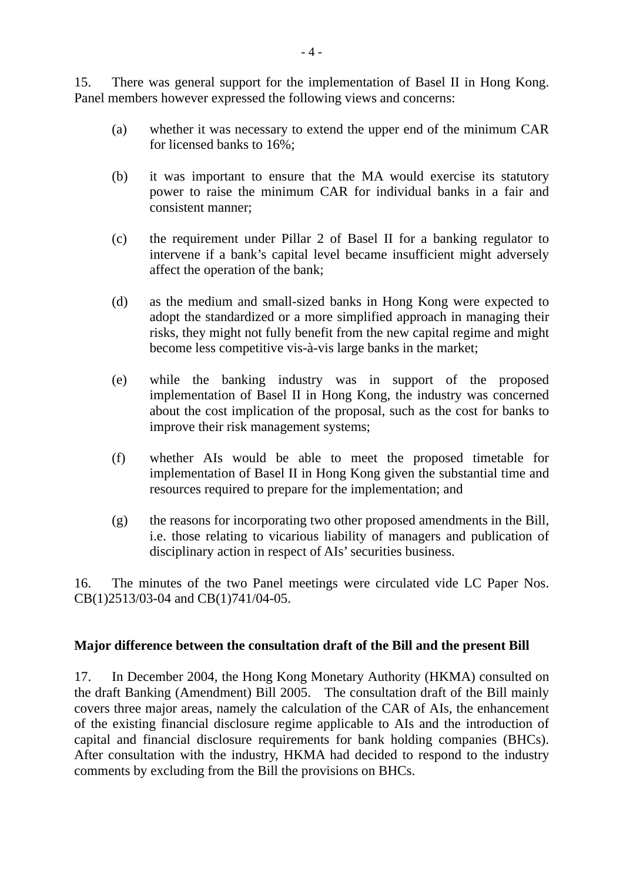15. There was general support for the implementation of Basel II in Hong Kong. Panel members however expressed the following views and concerns:

(a) whether it was necessary to extend the upper end of the minimum CAR for licensed banks to 16%;

(b) it was important to ensure that the MA would exercise its statutory power to raise the minimum CAR for individual banks in a fair and consistent manner;

(c) the requirement under Pillar 2 of Basel II for a banking regulator to intervene if a bank's capital level became insufficient might adversely affect the operation of the bank;

(d) as the medium and small-sized banks in Hong Kong were expected to adopt the standardized or a more simplified approach in managing their risks, they might not fully benefit from the new capital regime and might become less competitive vis-à-vis large banks in the market;

(e) while the banking industry was in support of the proposed implementation of Basel II in Hong Kong, the industry was concerned about the cost implication of the proposal, such as the cost for banks to improve their risk management systems;

(f) whether AIs would be able to meet the proposed timetable for implementation of Basel II in Hong Kong given the substantial time and resources required to prepare for the implementation; and

(g) the reasons for incorporating two other proposed amendments in the Bill, i.e. those relating to vicarious liability of managers and publication of disciplinary action in respect of AIs' securities business.

16. The minutes of the two Panel meetings were circulated vide LC Paper Nos. CB(1)2513/03-04 and CB(1)741/04-05.

**Major difference between the consultation draft of the Bill and the present Bill**

17. In December 2004, the Hong Kong Monetary Authority (HKMA) consulted on the draft Banking (Amendment) Bill 2005. The consultation draft of the Bill mainly covers three major areas, namely the calculation of the CAR of AIs, the enhancement of the existing financial disclosure regime applicable to AIs and the introduction of capital and financial disclosure requirements for bank holding companies (BHCs). After consultation with the industry, HKMA had decided to respond to the industry comments by excluding from the Bill the provisions on BHCs.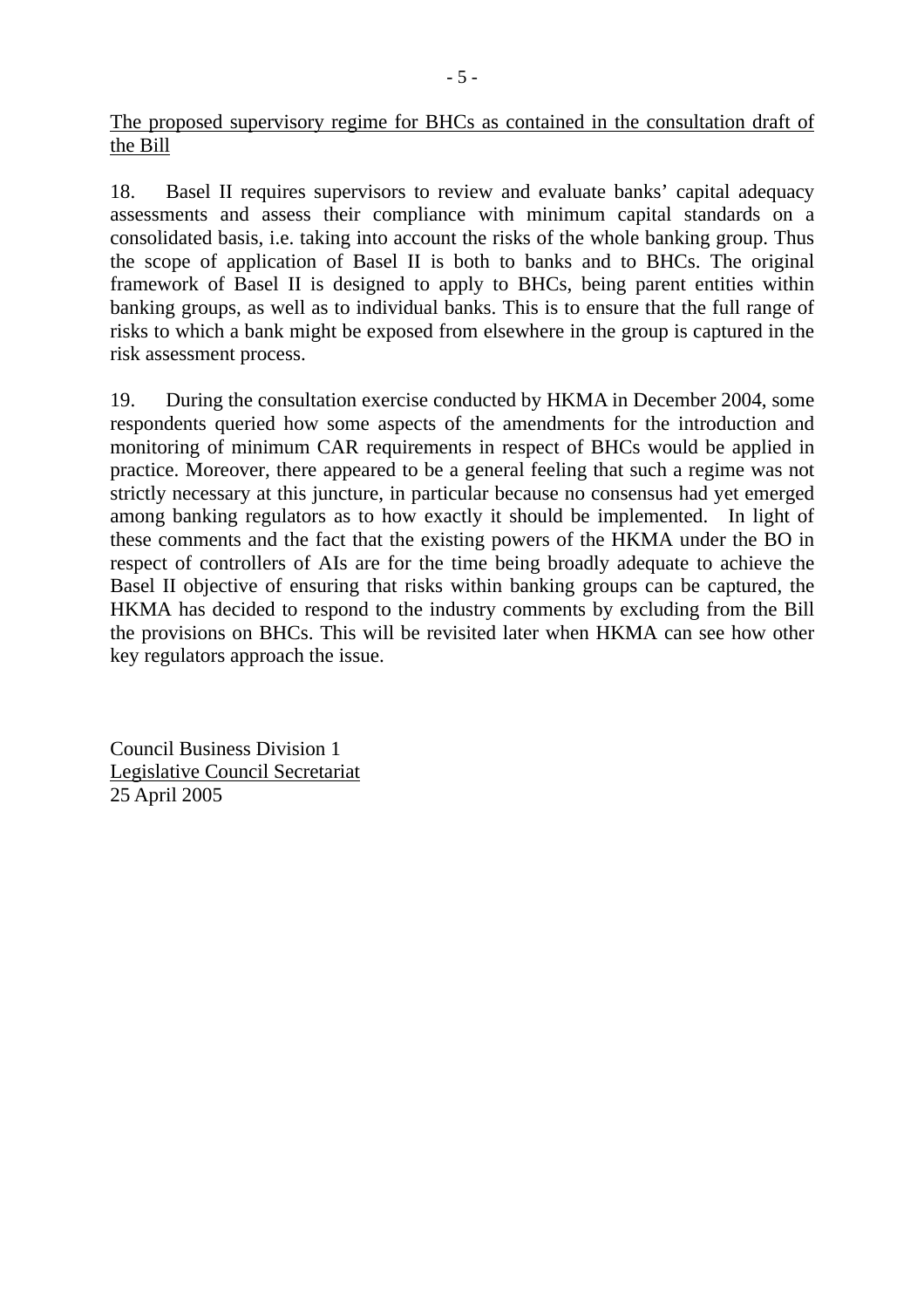The proposed supervisory regime for BHCs as contained in the consultation draft of the Bill

18. Basel II requires supervisors to review and evaluate banks' capital adequacy assessments and assess their compliance with minimum capital standards on a consolidated basis, i.e. taking into account the risks of the whole banking group. Thus the scope of application of Basel II is both to banks and to BHCs. The original framework of Basel II is designed to apply to BHCs, being parent entities within banking groups, as well as to individual banks. This is to ensure that the full range of risks to which a bank might be exposed from elsewhere in the group is captured in the risk assessment process.

19. During the consultation exercise conducted by HKMA in December 2004, some respondents queried how some aspects of the amendments for the introduction and monitoring of minimum CAR requirements in respect of BHCs would be applied in practice. Moreover, there appeared to be a general feeling that such a regime was not strictly necessary at this juncture, in particular because no consensus had yet emerged among banking regulators as to how exactly it should be implemented. In light of these comments and the fact that the existing powers of the HKMA under the BO in respect of controllers of AIs are for the time being broadly adequate to achieve the Basel II objective of ensuring that risks within banking groups can be captured, the HKMA has decided to respond to the industry comments by excluding from the Bill the provisions on BHCs. This will be revisited later when HKMA can see how other key regulators approach the issue.

Council Business Division 1
Legislative Council Secretariat
25 April 2005